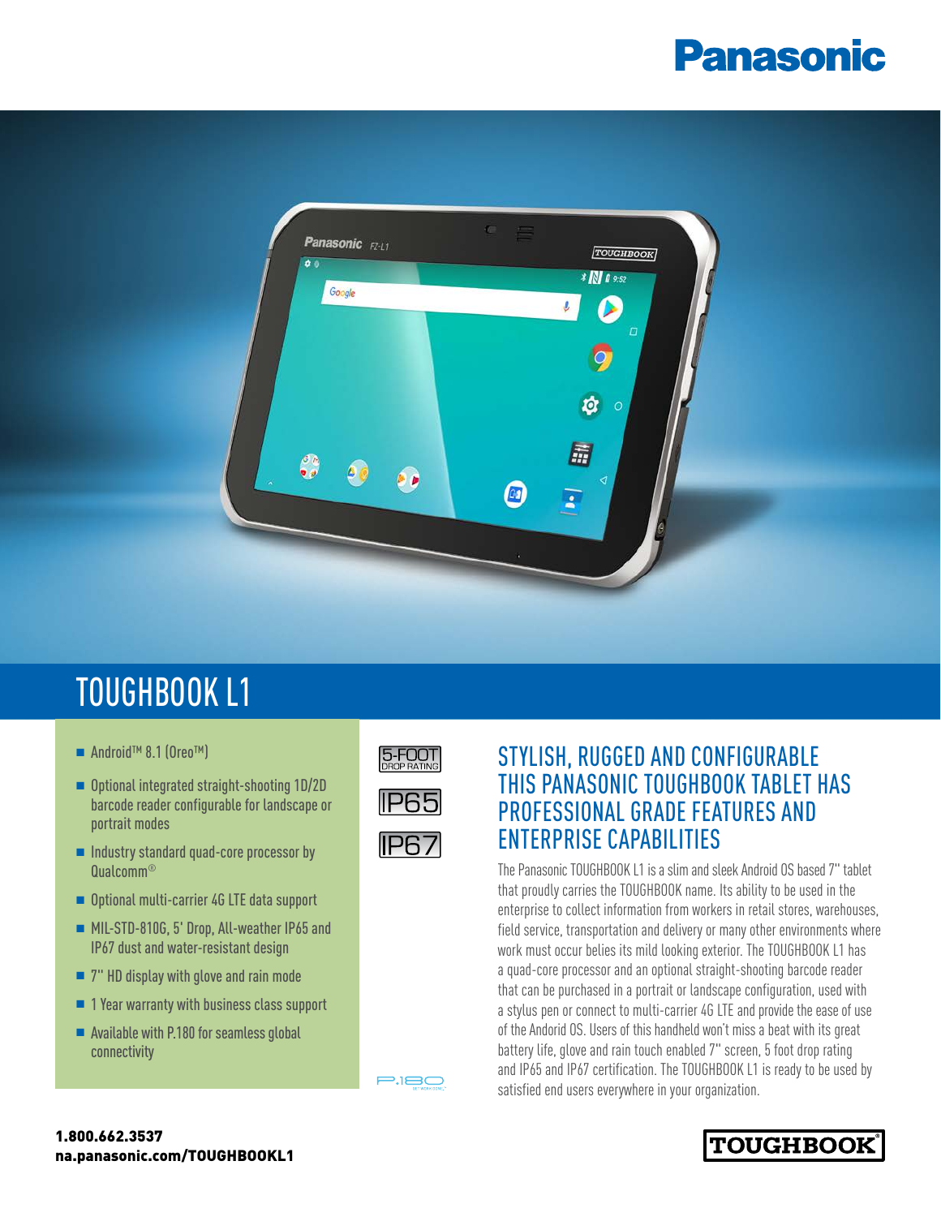Panasonic

# TOUGHBOOK L1

- Android™ 8.1 (Oreo™)
- Optional integrated straight-shooting 1D/2D barcode reader configurable for landscape or portrait modes
- Industry standard quad-core processor by Qualcomm®
- Optional multi-carrier 4G LTE data support
- MIL-STD-810G, 5' Drop, All-weather IP65 and IP67 dust and water-resistant design
- 7" HD display with glove and rain mode
- 1 Year warranty with business class support
- Available with P.180 for seamless global connectivity

5-FOOT DROP RATING

IP65

IP67

P.180

## STYLISH, RUGGED AND CONFIGURABLE THIS PANASONIC TOUGHBOOK TABLET HAS PROFESSIONAL GRADE FEATURES AND ENTERPRISE CAPABILITIES

The Panasonic TOUGHBOOK L1 is a slim and sleek Android OS based 7" tablet that proudly carries the TOUGHBOOK name. Its ability to be used in the enterprise to collect information from workers in retail stores, warehouses, field service, transportation and delivery or many other environments where work must occur belies its mild looking exterior. The TOUGHBOOK L1 has a quad-core processor and an optional straight-shooting barcode reader that can be purchased in a portrait or landscape configuration, used with a stylus pen or connect to multi-carrier 4G LTE and provide the ease of use of the Andorid OS. Users of this handheld won't miss a beat with its great battery life, glove and rain touch enabled 7" screen, 5 foot drop rating and IP65 and IP67 certification. The TOUGHBOOK L1 is ready to be used by satisfied end users everywhere in your organization.

**1.800.662.3537**
**na.panasonic.com/TOUGHBOOKL1**

TOUGHBOOK®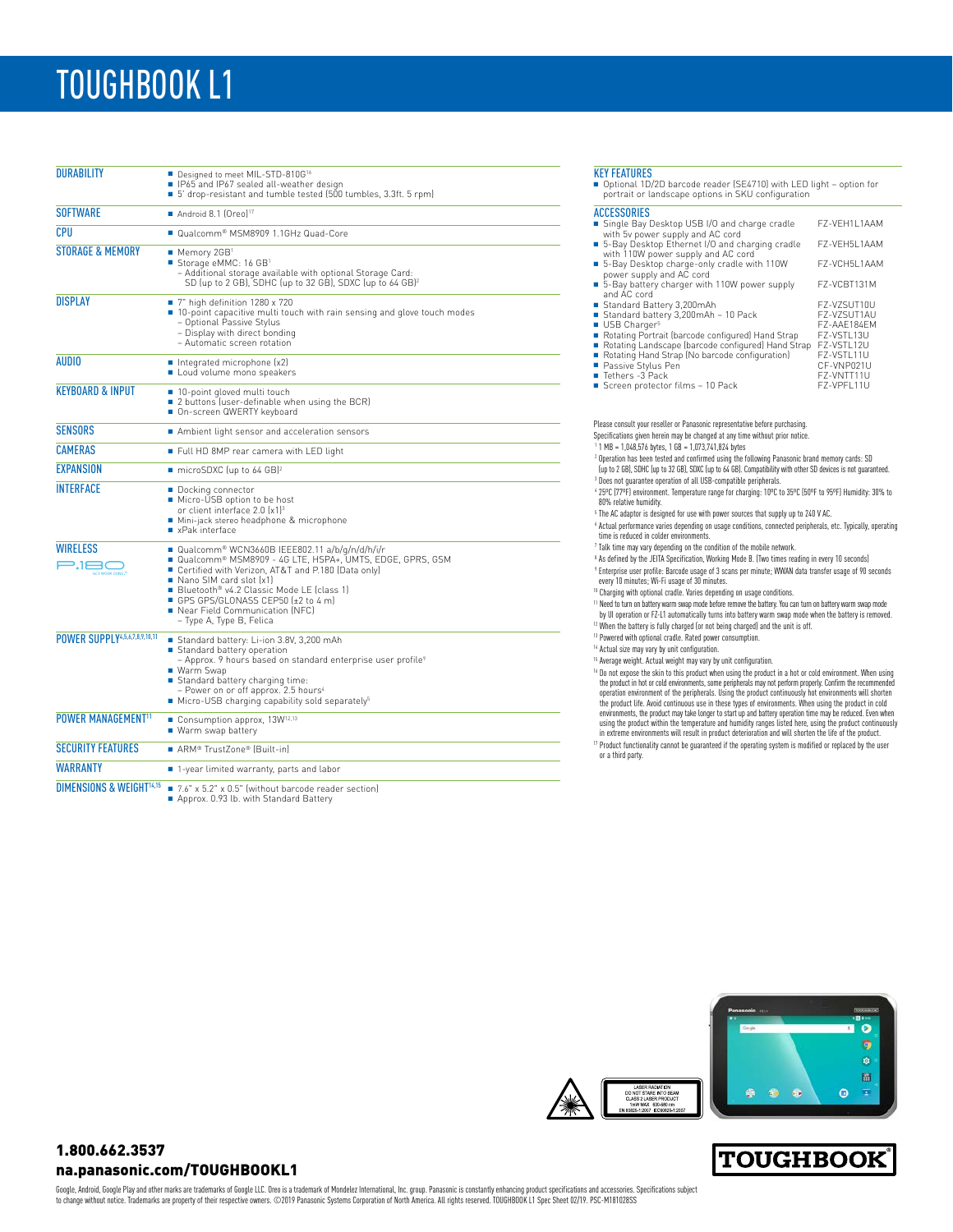# TOUGHBOOK L1

| | |
|---|---|
| **DURABILITY** | ■ Designed to meet MIL-STD-810G[16]<br>■ IP65 and IP67 sealed all-weather design<br>■ 5' drop-resistant and tumble tested (500 tumbles, 3.3ft. 5 rpm) |
| **SOFTWARE** | ■ Android 8.1 (Oreo)[17] |
| **CPU** | ■ Qualcomm® MSM8909 1.1GHz Quad-Core |
| **STORAGE & MEMORY** | ■ Memory 2GB[1]<br>■ Storage eMMC: 16 GB[1]<br>– Additional storage available with optional Storage Card: SD (up to 2 GB), SDHC (up to 32 GB), SDXC (up to 64 GB)[2] |
| **DISPLAY** | ■ 7" high definition 1280 x 720<br>■ 10-point capacitive multi touch with rain sensing and glove touch modes<br>– Optional Passive Stylus<br>– Display with direct bonding<br>– Automatic screen rotation |
| **AUDIO** | ■ Integrated microphone (x2)<br>■ Loud volume mono speakers |
| **KEYBOARD & INPUT** | ■ 10-point gloved multi touch<br>■ 2 buttons (user-definable when using the BCR)<br>■ On-screen QWERTY keyboard |
| **SENSORS** | ■ Ambient light sensor and acceleration sensors |
| **CAMERAS** | ■ Full HD 8MP rear camera with LED light |
| **EXPANSION** | ■ microSDXC (up to 64 GB)[2] |
| **INTERFACE** | ■ Docking connector<br>■ Micro-USB option to be host or client interface 2.0 (x1)[3]<br>■ Mini-jack stereo headphone & microphone<br>■ xPak interface |
| **WIRELESS** | ■ Qualcomm® WCN3660B IEEE802.11 a/b/g/n/d/h/i/r<br>■ Qualcomm® MSM8909 - 4G LTE, HSPA+, UMTS, EDGE, GPRS, GSM<br>■ Certified with Verizon, AT&T and P.180 (Data only)<br>■ Nano SIM card slot (x1)<br>■ Bluetooth® v4.2 Classic Mode LE (class 1)<br>■ GPS GPS/GLONASS CEP50 (±2 to 4 m)<br>■ Near Field Communication (NFC)<br>– Type A, Type B, Felica |
| **POWER SUPPLY**[4,5,6,7,8,9,10,11] | ■ Standard battery: Li-ion 3.8V, 3,200 mAh<br>■ Standard battery operation<br>– Approx. 9 hours based on standard enterprise user profile[9]<br>■ Warm Swap<br>■ Standard battery charging time:<br>– Power on or off approx. 2.5 hours[4]<br>■ Micro-USB charging capability sold separately[5] |
| **POWER MANAGEMENT**[11] | ■ Consumption approx, 13W[12,13]<br>■ Warm swap battery |
| **SECURITY FEATURES** | ■ ARM® TrustZone® (Built-in) |
| **WARRANTY** | ■ 1-year limited warranty, parts and labor |
| **DIMENSIONS & WEIGHT**[14,15] | ■ 7.6" x 5.2" x 0.5" (without barcode reader section)<br>■ Approx. 0.93 lb. with Standard Battery |

## KEY FEATURES

- Optional 1D/2D barcode reader (SE4710) with LED light – option for portrait or landscape options in SKU configuration

## ACCESSORIES

| | |
|---|---|
| ■ Single Bay Desktop USB I/O and charge cradle with 5v power supply and AC cord | FZ-VEH1L1AAM |
| ■ 5-Bay Desktop Ethernet I/O and charging cradle with 110W power supply and AC cord | FZ-VEH5L1AAM |
| ■ 5-Bay Desktop charge-only cradle with 110W power supply and AC cord | FZ-VCH5L1AAM |
| ■ 5-Bay battery charger with 110W power supply and AC cord | FZ-VCBT131M |
| ■ Standard Battery 3,200mAh | FZ-VZSUT10U |
| ■ Standard battery 3,200mAh – 10 Pack | FZ-VZSUT1AU |
| ■ USB Charger[5] | FZ-AAE184EM |
| ■ Rotating Portrait (barcode configured) Hand Strap | FZ-VSTL13U |
| ■ Rotating Landscape (barcode configured) Hand Strap | FZ-VSTL12U |
| ■ Rotating Hand Strap (No barcode configuration) | FZ-VSTL11U |
| ■ Passive Stylus Pen | CF-VNP021U |
| ■ Tethers -3 Pack | FZ-VNTT11U |
| ■ Screen protector films – 10 Pack | FZ-VPFL11U |

Please consult your reseller or Panasonic representative before purchasing.

Specifications given herein may be changed at any time without prior notice.

[1] 1 MB = 1,048,576 bytes, 1 GB = 1,073,741,824 bytes

[2] Operation has been tested and confirmed using the following Panasonic brand memory cards: SD (up to 2 GB), SDHC (up to 32 GB), SDXC (up to 64 GB). Compatibility with other SD devices is not guaranteed.

[3] Does not guarantee operation of all USB-compatible peripherals.

[4] 25ºC (77ºF) environment. Temperature range for charging: 10ºC to 35ºC (50ºF to 95ºF) Humidity: 30% to 80% relative humidity.

[5] The AC adaptor is designed for use with power sources that supply up to 240 V AC.

[6] Actual performance varies depending on usage conditions, connected peripherals, etc. Typically, operating time is reduced in colder environments.

[7] Talk time may vary depending on the condition of the mobile network.

[8] As defined by the JEITA Specification, Working Mode B. (Two times reading in every 10 seconds)

[9] Enterprise user profile: Barcode usage of 3 scans per minute; WWAN data transfer usage of 90 seconds every 10 minutes; Wi-Fi usage of 30 minutes.

[10] Charging with optional cradle. Varies depending on usage conditions.

[11] Need to turn on battery warm swap mode before remove the battery. You can turn on battery warm swap mode by UI operation or FZ-L1 automatically turns into battery warm swap mode when the battery is removed.

[12] When the battery is fully charged (or not being charged) and the unit is off.

[13] Powered with optional cradle. Rated power consumption.

[14] Actual size may vary by unit configuration.

[15] Average weight. Actual weight may vary by unit configuration.

[16] Do not expose the skin to this product when using the product in a hot or cold environment. When using the product in hot or cold environments, some peripherals may not perform properly. Confirm the recommended operation environment of the peripherals. Using the product continuously hot environments will shorten the product life. Avoid continuous use in these types of environments. When using the product in cold environments, the product may take longer to start up and battery operation time may be reduced. Even when using the product within the temperature and humidity ranges listed here, using the product continuously in extreme environments will result in product deterioration and will shorten the life of the product.

[17] Product functionality cannot be guaranteed if the operating system is modified or replaced by the user or a third party.

LASER RADIATION
DO NOT STARE INTO BEAM
CLASS 2 LASER PRODUCT
1mW MAX 630-680 nm
EN 60825-1:2007 IEC60825-1:2007

**1.800.662.3537**
**na.panasonic.com/TOUGHBOOKL1**

TOUGHBOOK

Google, Android, Google Play and other marks are trademarks of Google LLC. Oreo is a trademark of Mondelez International, Inc. group. Panasonic is constantly enhancing product specifications and accessories. Specifications subject to change without notice. Trademarks are property of their respective owners. ©2019 Panasonic Systems Corporation of North America. All rights reserved. TOUGHBOOK L1 Spec Sheet 02/19. PSC-M181028SS